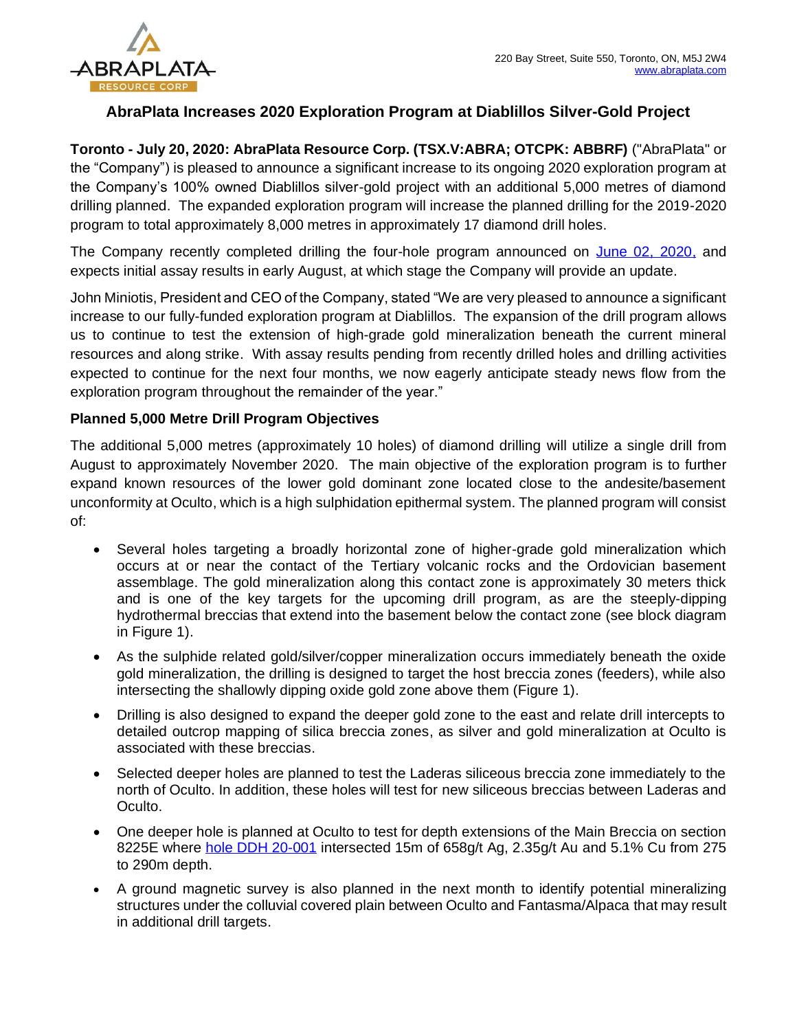220 Bay Street, Suite 550, Toronto, ON, M5J 2W4
www.abraplata.com

# AbraPlata Increases 2020 Exploration Program at Diablillos Silver-Gold Project

**Toronto - July 20, 2020: AbraPlata Resource Corp. (TSX.V:ABRA; OTCPK: ABBRF)** ("AbraPlata" or the "Company") is pleased to announce a significant increase to its ongoing 2020 exploration program at the Company's 100% owned Diablillos silver-gold project with an additional 5,000 metres of diamond drilling planned. The expanded exploration program will increase the planned drilling for the 2019-2020 program to total approximately 8,000 metres in approximately 17 diamond drill holes.

The Company recently completed drilling the four-hole program announced on June 02, 2020, and expects initial assay results in early August, at which stage the Company will provide an update.

John Miniotis, President and CEO of the Company, stated "We are very pleased to announce a significant increase to our fully-funded exploration program at Diablillos. The expansion of the drill program allows us to continue to test the extension of high-grade gold mineralization beneath the current mineral resources and along strike. With assay results pending from recently drilled holes and drilling activities expected to continue for the next four months, we now eagerly anticipate steady news flow from the exploration program throughout the remainder of the year."

**Planned 5,000 Metre Drill Program Objectives**

The additional 5,000 metres (approximately 10 holes) of diamond drilling will utilize a single drill from August to approximately November 2020. The main objective of the exploration program is to further expand known resources of the lower gold dominant zone located close to the andesite/basement unconformity at Oculto, which is a high sulphidation epithermal system. The planned program will consist of:

- Several holes targeting a broadly horizontal zone of higher-grade gold mineralization which occurs at or near the contact of the Tertiary volcanic rocks and the Ordovician basement assemblage. The gold mineralization along this contact zone is approximately 30 meters thick and is one of the key targets for the upcoming drill program, as are the steeply-dipping hydrothermal breccias that extend into the basement below the contact zone (see block diagram in Figure 1).
- As the sulphide related gold/silver/copper mineralization occurs immediately beneath the oxide gold mineralization, the drilling is designed to target the host breccia zones (feeders), while also intersecting the shallowly dipping oxide gold zone above them (Figure 1).
- Drilling is also designed to expand the deeper gold zone to the east and relate drill intercepts to detailed outcrop mapping of silica breccia zones, as silver and gold mineralization at Oculto is associated with these breccias.
- Selected deeper holes are planned to test the Laderas siliceous breccia zone immediately to the north of Oculto. In addition, these holes will test for new siliceous breccias between Laderas and Oculto.
- One deeper hole is planned at Oculto to test for depth extensions of the Main Breccia on section 8225E where hole DDH 20-001 intersected 15m of 658g/t Ag, 2.35g/t Au and 5.1% Cu from 275 to 290m depth.
- A ground magnetic survey is also planned in the next month to identify potential mineralizing structures under the colluvial covered plain between Oculto and Fantasma/Alpaca that may result in additional drill targets.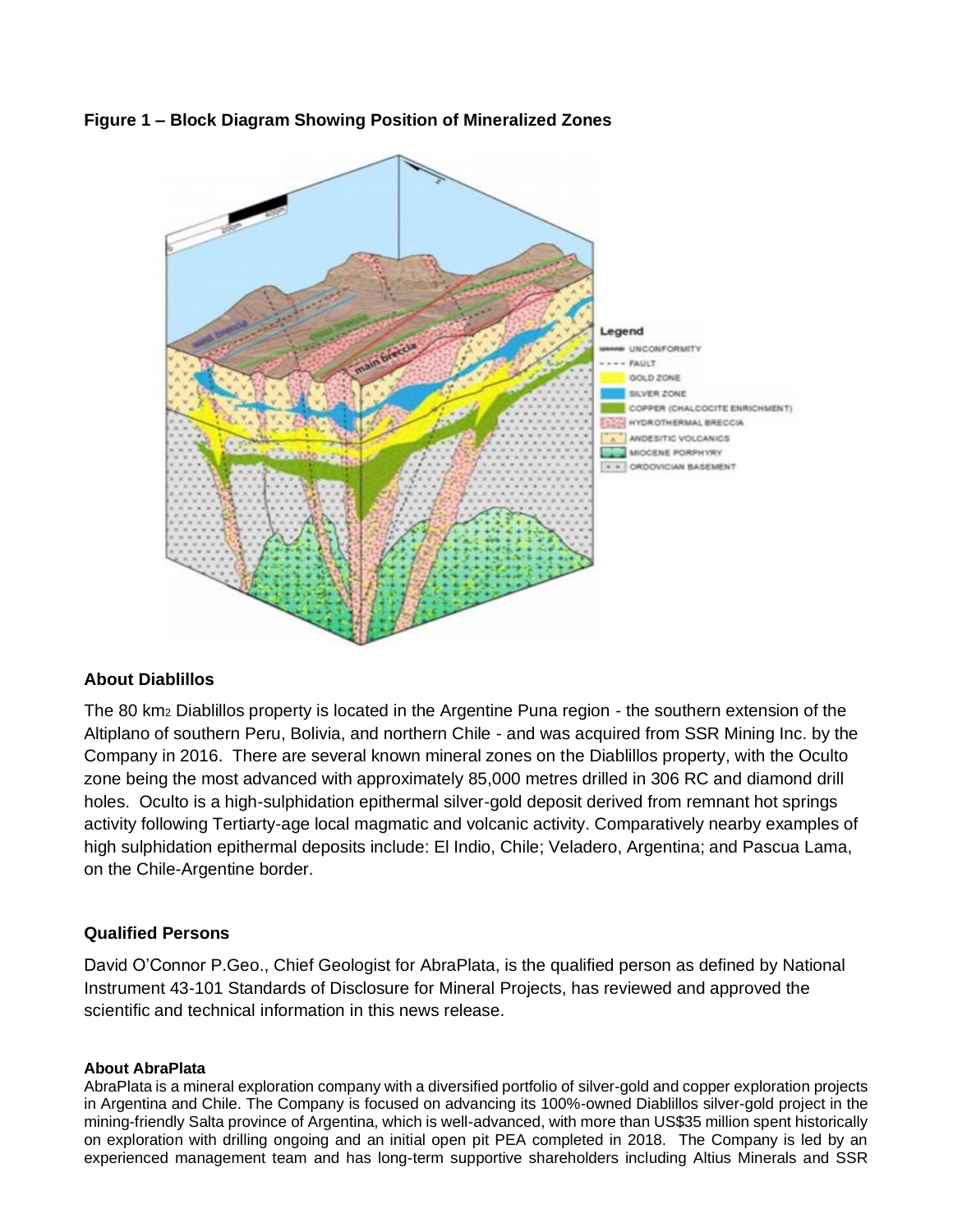**Figure 1 – Block Diagram Showing Position of Mineralized Zones**

## About Diablillos

The 80 $km^2$ Diablillos property is located in the Argentine Puna region - the southern extension of the Altiplano of southern Peru, Bolivia, and northern Chile - and was acquired from SSR Mining Inc. by the Company in 2016. There are several known mineral zones on the Diablillos property, with the Oculto zone being the most advanced with approximately 85,000 metres drilled in 306 RC and diamond drill holes. Oculto is a high-sulphidation epithermal silver-gold deposit derived from remnant hot springs activity following Tertiarty-age local magmatic and volcanic activity. Comparatively nearby examples of high sulphidation epithermal deposits include: El Indio, Chile; Veladero, Argentina; and Pascua Lama, on the Chile-Argentine border.

## Qualified Persons

David O'Connor P.Geo., Chief Geologist for AbraPlata, is the qualified person as defined by National Instrument 43-101 Standards of Disclosure for Mineral Projects, has reviewed and approved the scientific and technical information in this news release.

### About AbraPlata

AbraPlata is a mineral exploration company with a diversified portfolio of silver-gold and copper exploration projects in Argentina and Chile. The Company is focused on advancing its 100%-owned Diablillos silver-gold project in the mining-friendly Salta province of Argentina, which is well-advanced, with more than US$35 million spent historically on exploration with drilling ongoing and an initial open pit PEA completed in 2018. The Company is led by an experienced management team and has long-term supportive shareholders including Altius Minerals and SSR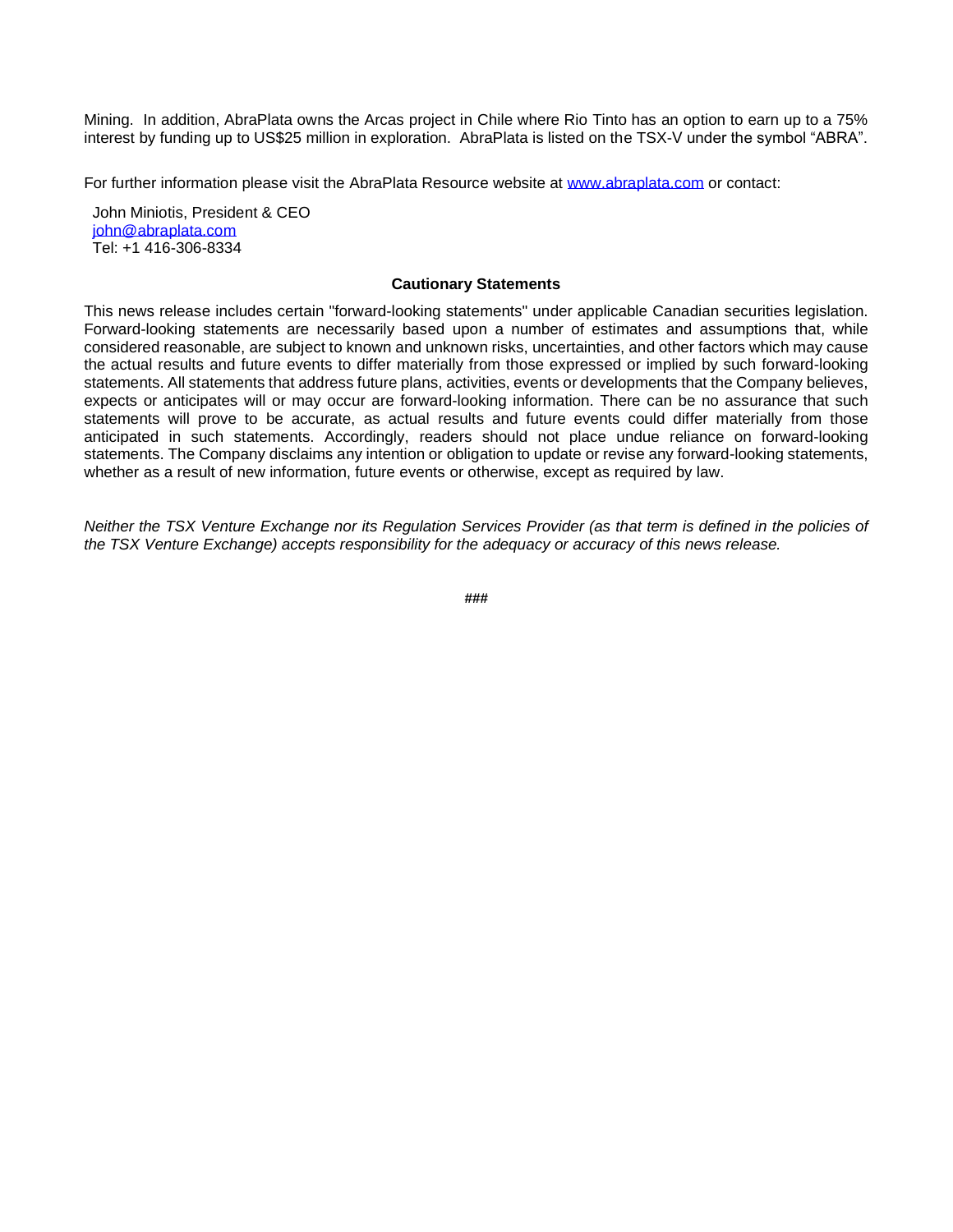Mining. In addition, AbraPlata owns the Arcas project in Chile where Rio Tinto has an option to earn up to a 75% interest by funding up to US$25 million in exploration. AbraPlata is listed on the TSX-V under the symbol "ABRA".

For further information please visit the AbraPlata Resource website at [www.abraplata.com](http://www.abraplata.com) or contact:

John Miniotis, President & CEO  
[john@abraplata.com](mailto:john@abraplata.com)  
Tel: +1 416-306-8334

**Cautionary Statements**

This news release includes certain "forward-looking statements" under applicable Canadian securities legislation. Forward-looking statements are necessarily based upon a number of estimates and assumptions that, while considered reasonable, are subject to known and unknown risks, uncertainties, and other factors which may cause the actual results and future events to differ materially from those expressed or implied by such forward-looking statements. All statements that address future plans, activities, events or developments that the Company believes, expects or anticipates will or may occur are forward-looking information. There can be no assurance that such statements will prove to be accurate, as actual results and future events could differ materially from those anticipated in such statements. Accordingly, readers should not place undue reliance on forward-looking statements. The Company disclaims any intention or obligation to update or revise any forward-looking statements, whether as a result of new information, future events or otherwise, except as required by law.

*Neither the TSX Venture Exchange nor its Regulation Services Provider (as that term is defined in the policies of the TSX Venture Exchange) accepts responsibility for the adequacy or accuracy of this news release.*

###